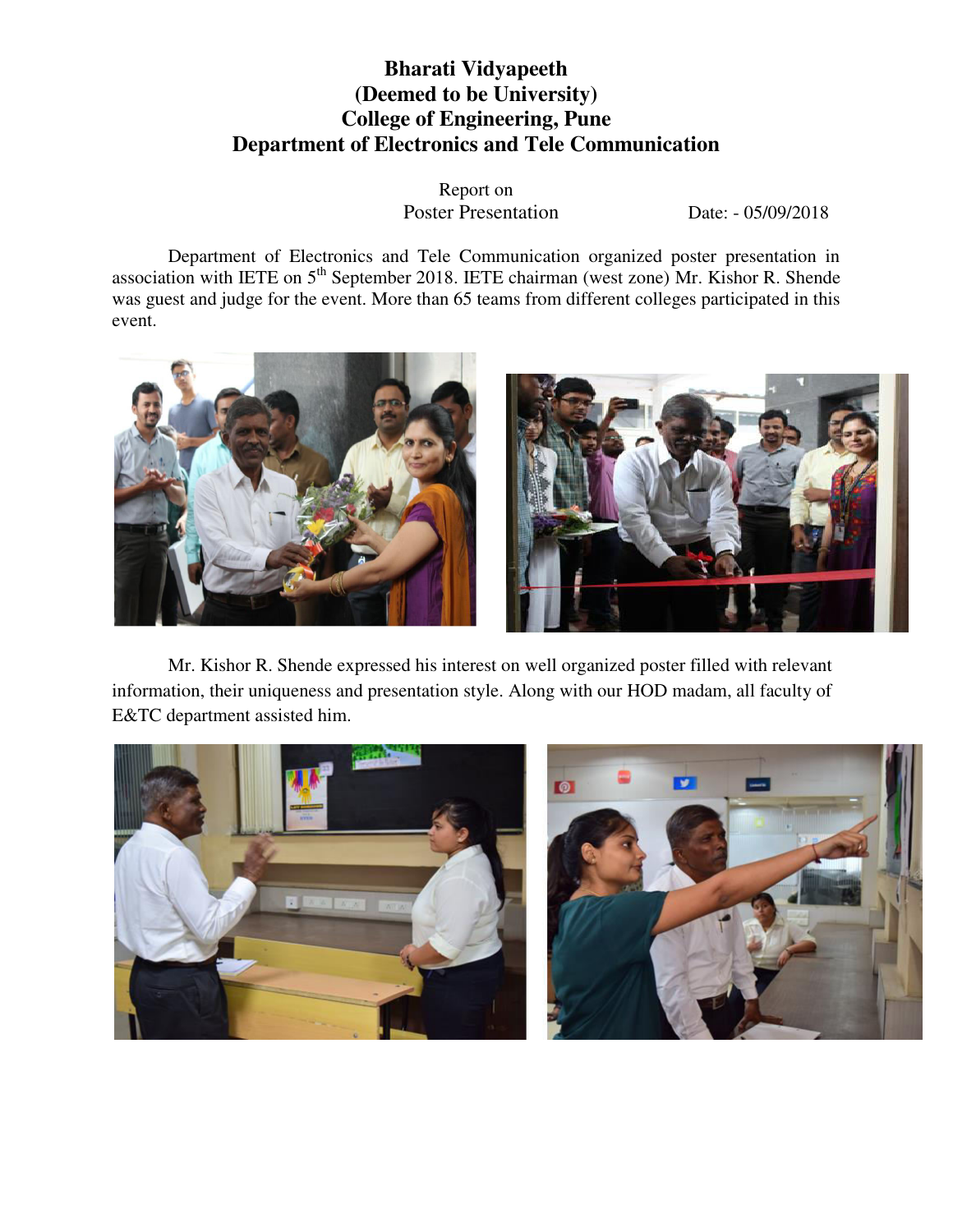# Bharati Vidyapeeth
# (Deemed to be University)
# College of Engineering, Pune
# Department of Electronics and Tele Communication

Report on
Poster Presentation

Date: - 05/09/2018

Department of Electronics and Tele Communication organized poster presentation in association with IETE on 5th September 2018. IETE chairman (west zone) Mr. Kishor R. Shende was guest and judge for the event. More than 65 teams from different colleges participated in this event.

Mr. Kishor R. Shende expressed his interest on well organized poster filled with relevant information, their uniqueness and presentation style. Along with our HOD madam, all faculty of E&TC department assisted him.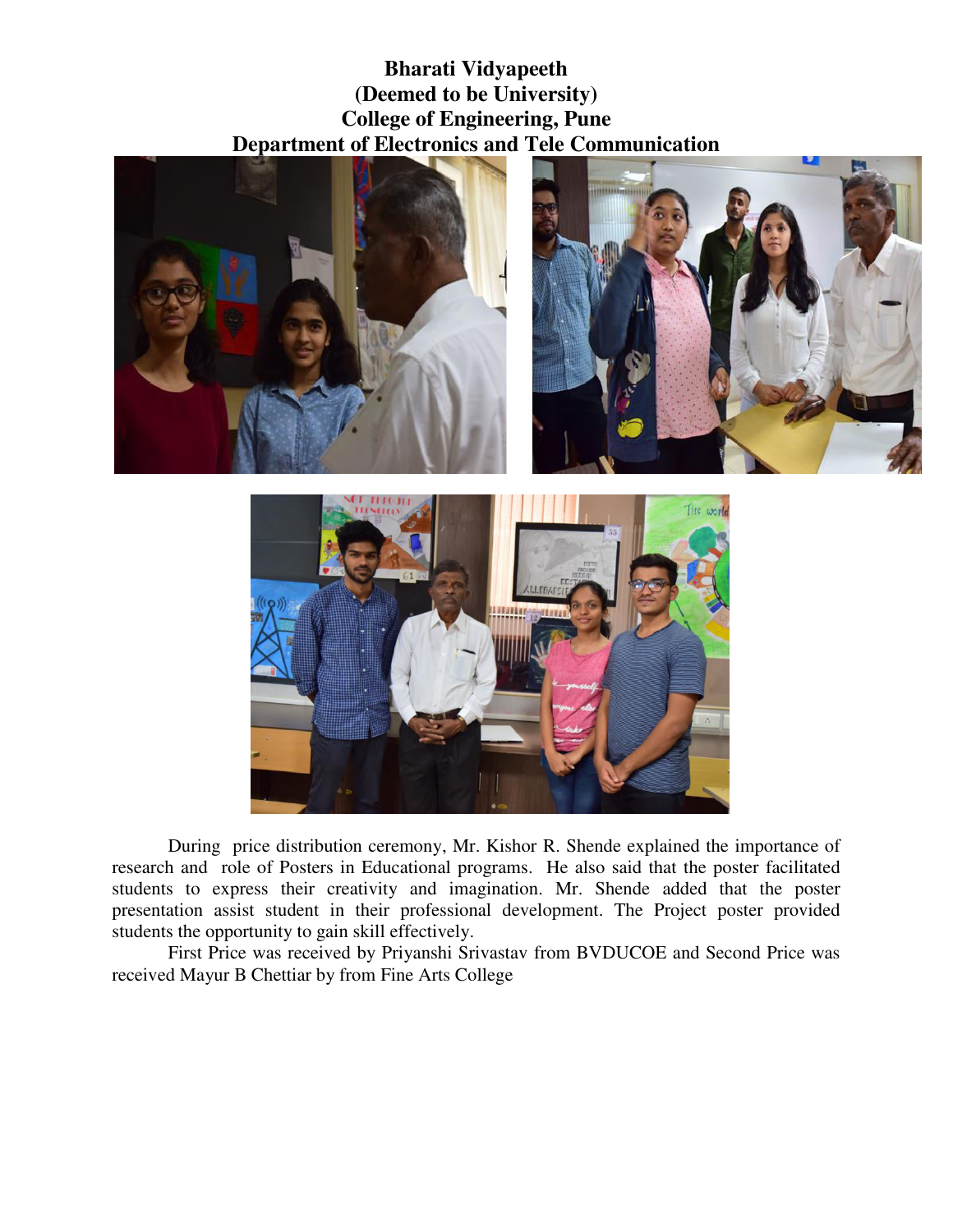**Bharati Vidyapeeth**
**(Deemed to be University)**
**College of Engineering, Pune**
**Department of Electronics and Tele Communication**

During price distribution ceremony, Mr. Kishor R. Shende explained the importance of research and role of Posters in Educational programs. He also said that the poster facilitated students to express their creativity and imagination. Mr. Shende added that the poster presentation assist student in their professional development. The Project poster provided students the opportunity to gain skill effectively.

First Price was received by Priyanshi Srivastav from BVDUCOE and Second Price was received Mayur B Chettiar by from Fine Arts College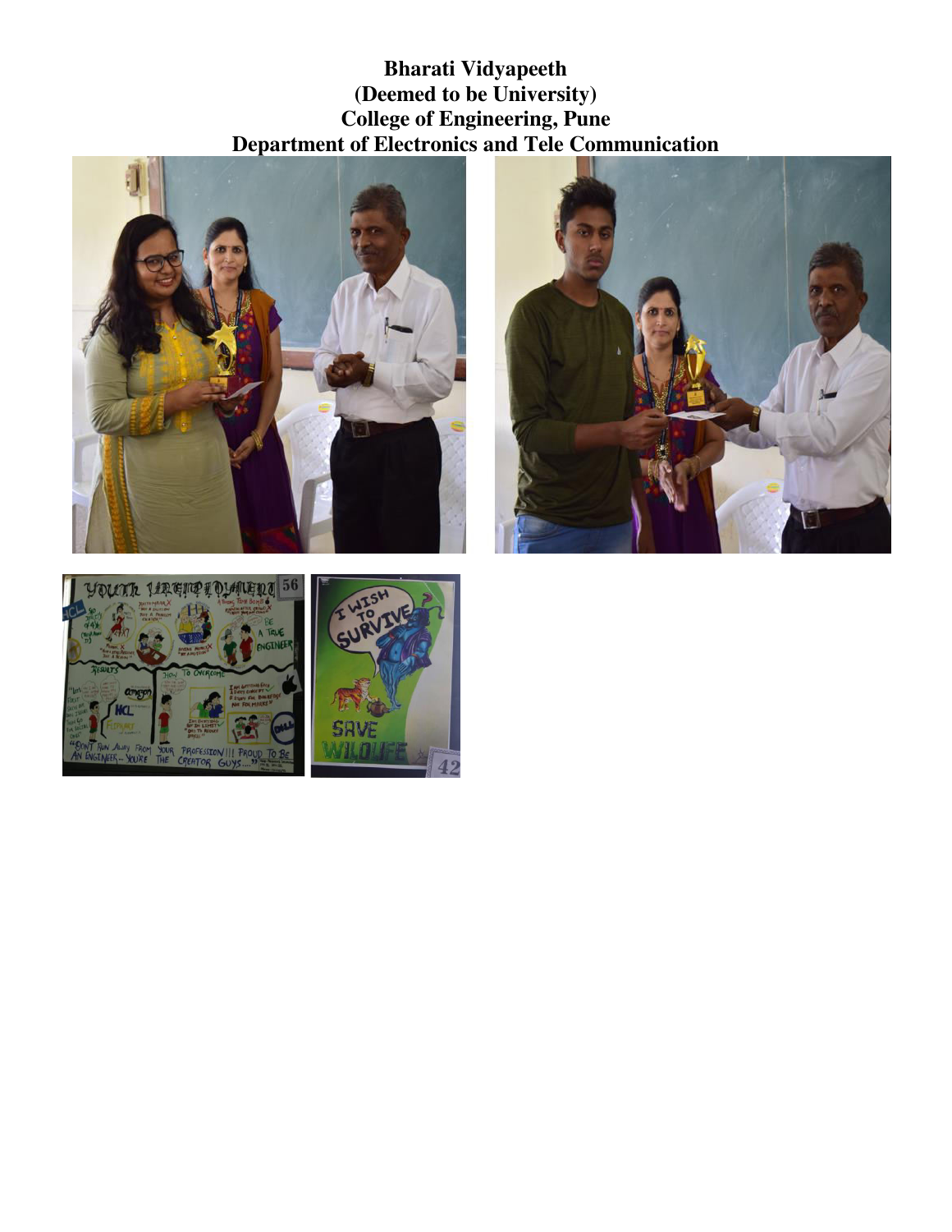**Bharati Vidyapeeth**
**(Deemed to be University)**
**College of Engineering, Pune**
**Department of Electronics and Tele Communication**